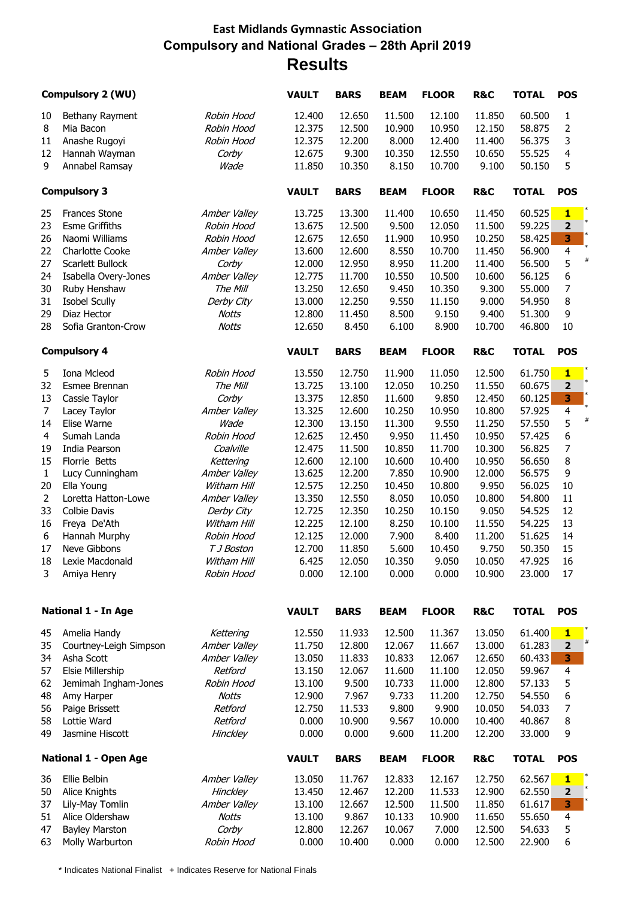## East Midlands Gymnastic Association

## Compulsory and National Grades – 28th April 2019

# Results

### Compulsory 2 (WU)

| | Name | Club | VAULT | BARS | BEAM | FLOOR | R&C | TOTAL | POS | |
|---|---|---|---|---|---|---|---|---|---|---|
| 10 | Bethany Rayment | *Robin Hood* | 12.400 | 12.650 | 11.500 | 12.100 | 11.850 | 60.500 | 1 | |
| 8 | Mia Bacon | *Robin Hood* | 12.375 | 12.500 | 10.900 | 10.950 | 12.150 | 58.875 | 2 | |
| 11 | Anashe Rugoyi | *Robin Hood* | 12.375 | 12.200 | 8.000 | 12.400 | 11.400 | 56.375 | 3 | |
| 12 | Hannah Wayman | *Corby* | 12.675 | 9.300 | 10.350 | 12.550 | 10.650 | 55.525 | 4 | |
| 9 | Annabel Ramsay | *Wade* | 11.850 | 10.350 | 8.150 | 10.700 | 9.100 | 50.150 | 5 | |

### Compulsory 3

| | Name | Club | VAULT | BARS | BEAM | FLOOR | R&C | TOTAL | POS | |
|---|---|---|---|---|---|---|---|---|---|---|
| 25 | Frances Stone | *Amber Valley* | 13.725 | 13.300 | 11.400 | 10.650 | 11.450 | 60.525 | **1** | * |
| 23 | Esme Griffiths | *Robin Hood* | 13.675 | 12.500 | 9.500 | 12.050 | 11.500 | 59.225 | **2** | * |
| 26 | Naomi Williams | *Robin Hood* | 12.675 | 12.650 | 11.900 | 10.950 | 10.250 | 58.425 | **3** | * |
| 22 | Charlotte Cooke | *Amber Valley* | 13.600 | 12.600 | 8.550 | 10.700 | 11.450 | 56.900 | 4 | * |
| 27 | Scarlett Bullock | *Corby* | 12.000 | 12.950 | 8.950 | 11.200 | 11.400 | 56.500 | 5 | # |
| 24 | Isabella Overy-Jones | *Amber Valley* | 12.775 | 11.700 | 10.550 | 10.500 | 10.600 | 56.125 | 6 | |
| 30 | Ruby Henshaw | *The Mill* | 13.250 | 12.650 | 9.450 | 10.350 | 9.300 | 55.000 | 7 | |
| 31 | Isobel Scully | *Derby City* | 13.000 | 12.250 | 9.550 | 11.150 | 9.000 | 54.950 | 8 | |
| 29 | Diaz Hector | *Notts* | 12.800 | 11.450 | 8.500 | 9.150 | 9.400 | 51.300 | 9 | |
| 28 | Sofia Granton-Crow | *Notts* | 12.650 | 8.450 | 6.100 | 8.900 | 10.700 | 46.800 | 10 | |

### Compulsory 4

| | Name | Club | VAULT | BARS | BEAM | FLOOR | R&C | TOTAL | POS | |
|---|---|---|---|---|---|---|---|---|---|---|
| 5 | Iona Mcleod | *Robin Hood* | 13.550 | 12.750 | 11.900 | 11.050 | 12.500 | 61.750 | **1** | * |
| 32 | Esmee Brennan | *The Mill* | 13.725 | 13.100 | 12.050 | 10.250 | 11.550 | 60.675 | **2** | * |
| 13 | Cassie Taylor | *Corby* | 13.375 | 12.850 | 11.600 | 9.850 | 12.450 | 60.125 | **3** | * |
| 7 | Lacey Taylor | *Amber Valley* | 13.325 | 12.600 | 10.250 | 10.950 | 10.800 | 57.925 | 4 | * |
| 14 | Elise Warne | *Wade* | 12.300 | 13.150 | 11.300 | 9.550 | 11.250 | 57.550 | 5 | # |
| 4 | Sumah Landa | *Robin Hood* | 12.625 | 12.450 | 9.950 | 11.450 | 10.950 | 57.425 | 6 | |
| 19 | India Pearson | *Coalville* | 12.475 | 11.500 | 10.850 | 11.700 | 10.300 | 56.825 | 7 | |
| 15 | Florrie Betts | *Kettering* | 12.600 | 12.100 | 10.600 | 10.400 | 10.950 | 56.650 | 8 | |
| 1 | Lucy Cunningham | *Amber Valley* | 13.625 | 12.200 | 7.850 | 10.900 | 12.000 | 56.575 | 9 | |
| 20 | Ella Young | *Witham Hill* | 12.575 | 12.250 | 10.450 | 10.800 | 9.950 | 56.025 | 10 | |
| 2 | Loretta Hatton-Lowe | *Amber Valley* | 13.350 | 12.550 | 8.050 | 10.050 | 10.800 | 54.800 | 11 | |
| 33 | Colbie Davis | *Derby City* | 12.725 | 12.350 | 10.250 | 10.150 | 9.050 | 54.525 | 12 | |
| 16 | Freya De'Ath | *Witham Hill* | 12.225 | 12.100 | 8.250 | 10.100 | 11.550 | 54.225 | 13 | |
| 6 | Hannah Murphy | *Robin Hood* | 12.125 | 12.000 | 7.900 | 8.400 | 11.200 | 51.625 | 14 | |
| 17 | Neve Gibbons | *T J Boston* | 12.700 | 11.850 | 5.600 | 10.450 | 9.750 | 50.350 | 15 | |
| 18 | Lexie Macdonald | *Witham Hill* | 6.425 | 12.050 | 10.350 | 9.050 | 10.050 | 47.925 | 16 | |
| 3 | Amiya Henry | *Robin Hood* | 0.000 | 12.100 | 0.000 | 0.000 | 10.900 | 23.000 | 17 | |

### National 1 - In Age

| | Name | Club | VAULT | BARS | BEAM | FLOOR | R&C | TOTAL | POS | |
|---|---|---|---|---|---|---|---|---|---|---|
| 45 | Amelia Handy | *Kettering* | 12.550 | 11.933 | 12.500 | 11.367 | 13.050 | 61.400 | **1** | * |
| 35 | Courtney-Leigh Simpson | *Amber Valley* | 11.750 | 12.800 | 12.067 | 11.667 | 13.000 | 61.283 | **2** | # |
| 34 | Asha Scott | *Amber Valley* | 13.050 | 11.833 | 10.833 | 12.067 | 12.650 | 60.433 | **3** | |
| 57 | Elsie Millership | *Retford* | 13.150 | 12.067 | 11.600 | 11.100 | 12.050 | 59.967 | 4 | |
| 62 | Jemimah Ingham-Jones | *Robin Hood* | 13.100 | 9.500 | 10.733 | 11.000 | 12.800 | 57.133 | 5 | |
| 48 | Amy Harper | *Notts* | 12.900 | 7.967 | 9.733 | 11.200 | 12.750 | 54.550 | 6 | |
| 56 | Paige Brissett | *Retford* | 12.750 | 11.533 | 9.800 | 9.900 | 10.050 | 54.033 | 7 | |
| 58 | Lottie Ward | *Retford* | 0.000 | 10.900 | 9.567 | 10.000 | 10.400 | 40.867 | 8 | |
| 49 | Jasmine Hiscott | *Hinckley* | 0.000 | 0.000 | 9.600 | 11.200 | 12.200 | 33.000 | 9 | |

### National 1 - Open Age

| | Name | Club | VAULT | BARS | BEAM | FLOOR | R&C | TOTAL | POS | |
|---|---|---|---|---|---|---|---|---|---|---|
| 36 | Ellie Belbin | *Amber Valley* | 13.050 | 11.767 | 12.833 | 12.167 | 12.750 | 62.567 | **1** | * |
| 50 | Alice Knights | *Hinckley* | 13.450 | 12.467 | 12.200 | 11.533 | 12.900 | 62.550 | **2** | * |
| 37 | Lily-May Tomlin | *Amber Valley* | 13.100 | 12.667 | 12.500 | 11.500 | 11.850 | 61.617 | **3** | * |
| 51 | Alice Oldershaw | *Notts* | 13.100 | 9.867 | 10.133 | 10.900 | 11.650 | 55.650 | 4 | |
| 47 | Bayley Marston | *Corby* | 12.800 | 12.267 | 10.067 | 7.000 | 12.500 | 54.633 | 5 | |
| 63 | Molly Warburton | *Robin Hood* | 0.000 | 10.400 | 0.000 | 0.000 | 12.500 | 22.900 | 6 | |

* Indicates National Finalist + Indicates Reserve for National Finals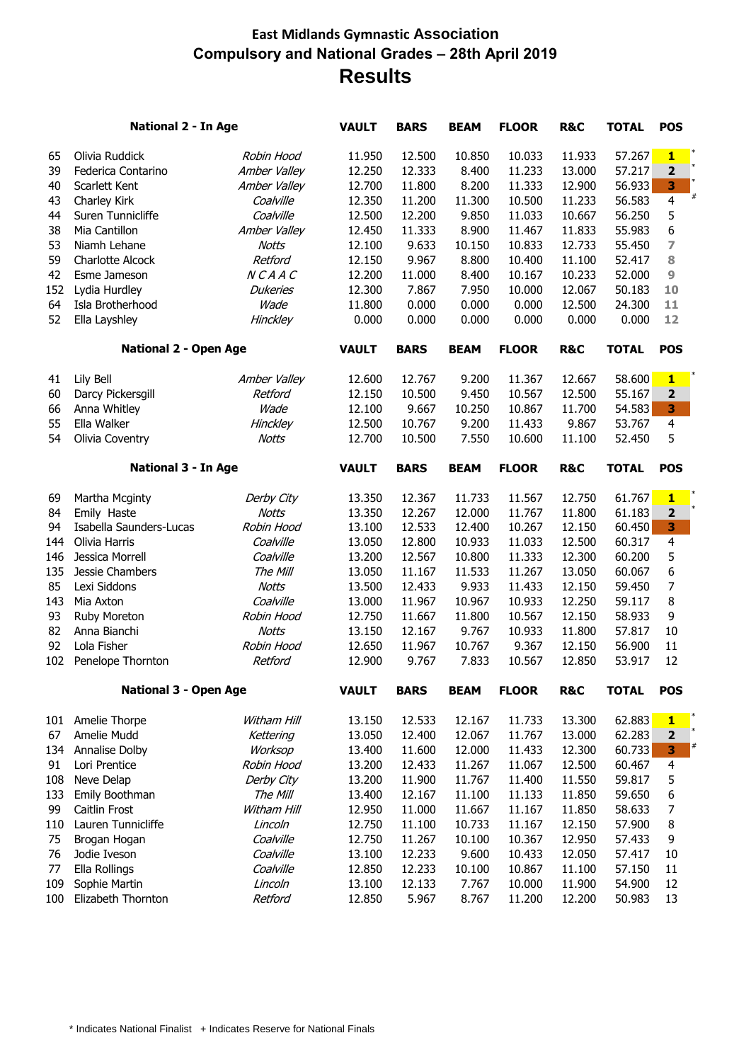# East Midlands Gymnastic Association

## Compulsory and National Grades – 28th April 2019

## Results

### National 2 - In Age

| | | | VAULT | BARS | BEAM | FLOOR | R&C | TOTAL | POS | |
|---|---|---|---|---|---|---|---|---|---|---|
| 65 | Olivia Ruddick | *Robin Hood* | 11.950 | 12.500 | 10.850 | 10.033 | 11.933 | 57.267 | 1 | * |
| 39 | Federica Contarino | *Amber Valley* | 12.250 | 12.333 | 8.400 | 11.233 | 13.000 | 57.217 | 2 | * |
| 40 | Scarlett Kent | *Amber Valley* | 12.700 | 11.800 | 8.200 | 11.333 | 12.900 | 56.933 | 3 | * |
| 43 | Charley Kirk | *Coalville* | 12.350 | 11.200 | 11.300 | 10.500 | 11.233 | 56.583 | 4 | # |
| 44 | Suren Tunnicliffe | *Coalville* | 12.500 | 12.200 | 9.850 | 11.033 | 10.667 | 56.250 | 5 | |
| 38 | Mia Cantillon | *Amber Valley* | 12.450 | 11.333 | 8.900 | 11.467 | 11.833 | 55.983 | 6 | |
| 53 | Niamh Lehane | *Notts* | 12.100 | 9.633 | 10.150 | 10.833 | 12.733 | 55.450 | 7 | |
| 59 | Charlotte Alcock | *Retford* | 12.150 | 9.967 | 8.800 | 10.400 | 11.100 | 52.417 | 8 | |
| 42 | Esme Jameson | *N C A A C* | 12.200 | 11.000 | 8.400 | 10.167 | 10.233 | 52.000 | 9 | |
| 152 | Lydia Hurdley | *Dukeries* | 12.300 | 7.867 | 7.950 | 10.000 | 12.067 | 50.183 | 10 | |
| 64 | Isla Brotherhood | *Wade* | 11.800 | 0.000 | 0.000 | 0.000 | 12.500 | 24.300 | 11 | |
| 52 | Ella Layshley | *Hinckley* | 0.000 | 0.000 | 0.000 | 0.000 | 0.000 | 0.000 | 12 | |

### National 2 - Open Age

| | | | VAULT | BARS | BEAM | FLOOR | R&C | TOTAL | POS | |
|---|---|---|---|---|---|---|---|---|---|---|
| 41 | Lily Bell | *Amber Valley* | 12.600 | 12.767 | 9.200 | 11.367 | 12.667 | 58.600 | 1 | * |
| 60 | Darcy Pickersgill | *Retford* | 12.150 | 10.500 | 9.450 | 10.567 | 12.500 | 55.167 | 2 | |
| 66 | Anna Whitley | *Wade* | 12.100 | 9.667 | 10.250 | 10.867 | 11.700 | 54.583 | 3 | |
| 55 | Ella Walker | *Hinckley* | 12.500 | 10.767 | 9.200 | 11.433 | 9.867 | 53.767 | 4 | |
| 54 | Olivia Coventry | *Notts* | 12.700 | 10.500 | 7.550 | 10.600 | 11.100 | 52.450 | 5 | |

### National 3 - In Age

| | | | VAULT | BARS | BEAM | FLOOR | R&C | TOTAL | POS | |
|---|---|---|---|---|---|---|---|---|---|---|
| 69 | Martha Mcginty | *Derby City* | 13.350 | 12.367 | 11.733 | 11.567 | 12.750 | 61.767 | 1 | * |
| 84 | Emily Haste | *Notts* | 13.350 | 12.267 | 12.000 | 11.767 | 11.800 | 61.183 | 2 | * |
| 94 | Isabella Saunders-Lucas | *Robin Hood* | 13.100 | 12.533 | 12.400 | 10.267 | 12.150 | 60.450 | 3 | |
| 144 | Olivia Harris | *Coalville* | 13.050 | 12.800 | 10.933 | 11.033 | 12.500 | 60.317 | 4 | |
| 146 | Jessica Morrell | *Coalville* | 13.200 | 12.567 | 10.800 | 11.333 | 12.300 | 60.200 | 5 | |
| 135 | Jessie Chambers | *The Mill* | 13.050 | 11.167 | 11.533 | 11.267 | 13.050 | 60.067 | 6 | |
| 85 | Lexi Siddons | *Notts* | 13.500 | 12.433 | 9.933 | 11.433 | 12.150 | 59.450 | 7 | |
| 143 | Mia Axton | *Coalville* | 13.000 | 11.967 | 10.967 | 10.933 | 12.250 | 59.117 | 8 | |
| 93 | Ruby Moreton | *Robin Hood* | 12.750 | 11.667 | 11.800 | 10.567 | 12.150 | 58.933 | 9 | |
| 82 | Anna Bianchi | *Notts* | 13.150 | 12.167 | 9.767 | 10.933 | 11.800 | 57.817 | 10 | |
| 92 | Lola Fisher | *Robin Hood* | 12.650 | 11.967 | 10.767 | 9.367 | 12.150 | 56.900 | 11 | |
| 102 | Penelope Thornton | *Retford* | 12.900 | 9.767 | 7.833 | 10.567 | 12.850 | 53.917 | 12 | |

### National 3 - Open Age

| | | | VAULT | BARS | BEAM | FLOOR | R&C | TOTAL | POS | |
|---|---|---|---|---|---|---|---|---|---|---|
| 101 | Amelie Thorpe | *Witham Hill* | 13.150 | 12.533 | 12.167 | 11.733 | 13.300 | 62.883 | 1 | * |
| 67 | Amelie Mudd | *Kettering* | 13.050 | 12.400 | 12.067 | 11.767 | 13.000 | 62.283 | 2 | * |
| 134 | Annalise Dolby | *Worksop* | 13.400 | 11.600 | 12.000 | 11.433 | 12.300 | 60.733 | 3 | # |
| 91 | Lori Prentice | *Robin Hood* | 13.200 | 12.433 | 11.267 | 11.067 | 12.500 | 60.467 | 4 | |
| 108 | Neve Delap | *Derby City* | 13.200 | 11.900 | 11.767 | 11.400 | 11.550 | 59.817 | 5 | |
| 133 | Emily Boothman | *The Mill* | 13.400 | 12.167 | 11.100 | 11.133 | 11.850 | 59.650 | 6 | |
| 99 | Caitlin Frost | *Witham Hill* | 12.950 | 11.000 | 11.667 | 11.167 | 11.850 | 58.633 | 7 | |
| 110 | Lauren Tunnicliffe | *Lincoln* | 12.750 | 11.100 | 10.733 | 11.167 | 12.150 | 57.900 | 8 | |
| 75 | Brogan Hogan | *Coalville* | 12.750 | 11.267 | 10.100 | 10.367 | 12.950 | 57.433 | 9 | |
| 76 | Jodie Iveson | *Coalville* | 13.100 | 12.233 | 9.600 | 10.433 | 12.050 | 57.417 | 10 | |
| 77 | Ella Rollings | *Coalville* | 12.850 | 12.233 | 10.100 | 10.867 | 11.100 | 57.150 | 11 | |
| 109 | Sophie Martin | *Lincoln* | 13.100 | 12.133 | 7.767 | 10.000 | 11.900 | 54.900 | 12 | |
| 100 | Elizabeth Thornton | *Retford* | 12.850 | 5.967 | 8.767 | 11.200 | 12.200 | 50.983 | 13 | |

\* Indicates National Finalist + Indicates Reserve for National Finals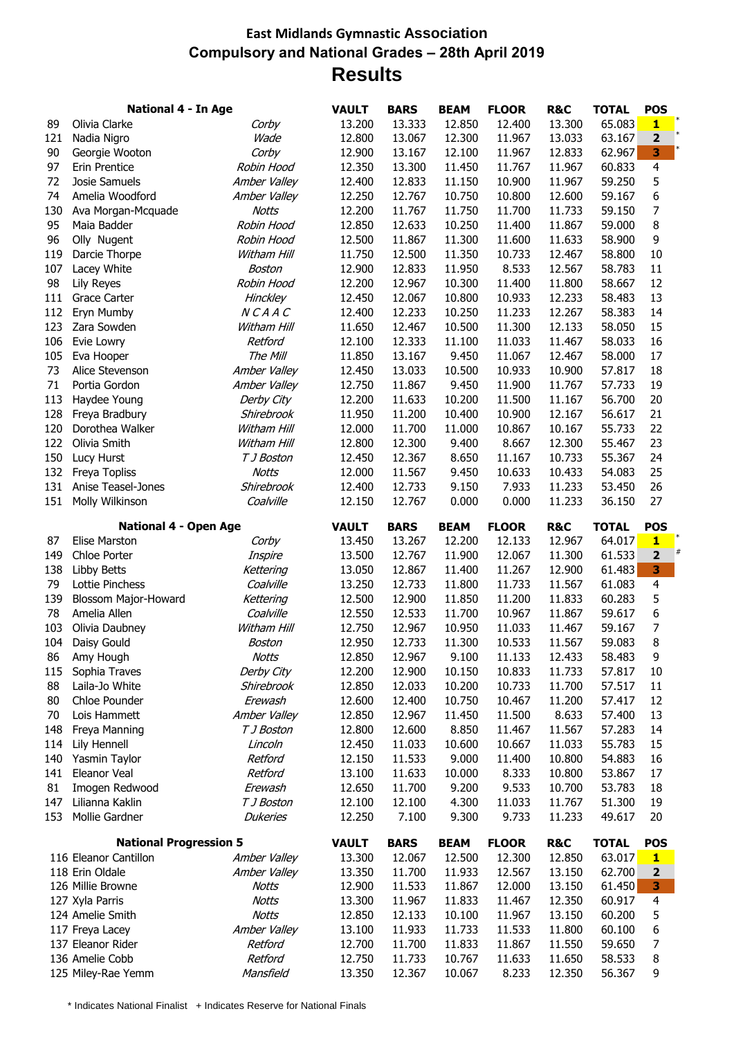## East Midlands Gymnastic Association

## Compulsory and National Grades – 28th April 2019

# Results

| | National 4 - In Age | | VAULT | BARS | BEAM | FLOOR | R&C | TOTAL | POS | |
|---|---|---|---|---|---|---|---|---|---|---|
| 89 | Olivia Clarke | *Corby* | 13.200 | 13.333 | 12.850 | 12.400 | 13.300 | 65.083 | **1** | * |
| 121 | Nadia Nigro | *Wade* | 12.800 | 13.067 | 12.300 | 11.967 | 13.033 | 63.167 | **2** | * |
| 90 | Georgie Wooton | *Corby* | 12.900 | 13.167 | 12.100 | 11.967 | 12.833 | 62.967 | **3** | * |
| 97 | Erin Prentice | *Robin Hood* | 12.350 | 13.300 | 11.450 | 11.767 | 11.967 | 60.833 | 4 | |
| 72 | Josie Samuels | *Amber Valley* | 12.400 | 12.833 | 11.150 | 10.900 | 11.967 | 59.250 | 5 | |
| 74 | Amelia Woodford | *Amber Valley* | 12.250 | 12.767 | 10.750 | 10.800 | 12.600 | 59.167 | 6 | |
| 130 | Ava Morgan-Mcquade | *Notts* | 12.200 | 11.767 | 11.750 | 11.700 | 11.733 | 59.150 | 7 | |
| 95 | Maia Badder | *Robin Hood* | 12.850 | 12.633 | 10.250 | 11.400 | 11.867 | 59.000 | 8 | |
| 96 | Olly Nugent | *Robin Hood* | 12.500 | 11.867 | 11.300 | 11.600 | 11.633 | 58.900 | 9 | |
| 119 | Darcie Thorpe | *Witham Hill* | 11.750 | 12.500 | 11.350 | 10.733 | 12.467 | 58.800 | 10 | |
| 107 | Lacey White | *Boston* | 12.900 | 12.833 | 11.950 | 8.533 | 12.567 | 58.783 | 11 | |
| 98 | Lily Reyes | *Robin Hood* | 12.200 | 12.967 | 10.300 | 11.400 | 11.800 | 58.667 | 12 | |
| 111 | Grace Carter | *Hinckley* | 12.450 | 12.067 | 10.800 | 10.933 | 12.233 | 58.483 | 13 | |
| 112 | Eryn Mumby | *N C A A C* | 12.400 | 12.233 | 10.250 | 11.233 | 12.267 | 58.383 | 14 | |
| 123 | Zara Sowden | *Witham Hill* | 11.650 | 12.467 | 10.500 | 11.300 | 12.133 | 58.050 | 15 | |
| 106 | Evie Lowry | *Retford* | 12.100 | 12.333 | 11.100 | 11.033 | 11.467 | 58.033 | 16 | |
| 105 | Eva Hooper | *The Mill* | 11.850 | 13.167 | 9.450 | 11.067 | 12.467 | 58.000 | 17 | |
| 73 | Alice Stevenson | *Amber Valley* | 12.450 | 13.033 | 10.500 | 10.933 | 10.900 | 57.817 | 18 | |
| 71 | Portia Gordon | *Amber Valley* | 12.750 | 11.867 | 9.450 | 11.900 | 11.767 | 57.733 | 19 | |
| 113 | Haydee Young | *Derby City* | 12.200 | 11.633 | 10.200 | 11.500 | 11.167 | 56.700 | 20 | |
| 128 | Freya Bradbury | *Shirebrook* | 11.950 | 11.200 | 10.400 | 10.900 | 12.167 | 56.617 | 21 | |
| 120 | Dorothea Walker | *Witham Hill* | 12.000 | 11.700 | 11.000 | 10.867 | 10.167 | 55.733 | 22 | |
| 122 | Olivia Smith | *Witham Hill* | 12.800 | 12.300 | 9.400 | 8.667 | 12.300 | 55.467 | 23 | |
| 150 | Lucy Hurst | *T J Boston* | 12.450 | 12.367 | 8.650 | 11.167 | 10.733 | 55.367 | 24 | |
| 132 | Freya Topliss | *Notts* | 12.000 | 11.567 | 9.450 | 10.633 | 10.433 | 54.083 | 25 | |
| 131 | Anise Teasel-Jones | *Shirebrook* | 12.400 | 12.733 | 9.150 | 7.933 | 11.233 | 53.450 | 26 | |
| 151 | Molly Wilkinson | *Coalville* | 12.150 | 12.767 | 0.000 | 0.000 | 11.233 | 36.150 | 27 | |

| | National 4 - Open Age | | VAULT | BARS | BEAM | FLOOR | R&C | TOTAL | POS | |
|---|---|---|---|---|---|---|---|---|---|---|
| 87 | Elise Marston | *Corby* | 13.450 | 13.267 | 12.200 | 12.133 | 12.967 | 64.017 | **1** | * |
| 149 | Chloe Porter | *Inspire* | 13.500 | 12.767 | 11.900 | 12.067 | 11.300 | 61.533 | **2** | # |
| 138 | Libby Betts | *Kettering* | 13.050 | 12.867 | 11.400 | 11.267 | 12.900 | 61.483 | **3** | |
| 79 | Lottie Pinchess | *Coalville* | 13.250 | 12.733 | 11.800 | 11.733 | 11.567 | 61.083 | 4 | |
| 139 | Blossom Major-Howard | *Kettering* | 12.500 | 12.900 | 11.850 | 11.200 | 11.833 | 60.283 | 5 | |
| 78 | Amelia Allen | *Coalville* | 12.550 | 12.533 | 11.700 | 10.967 | 11.867 | 59.617 | 6 | |
| 103 | Olivia Daubney | *Witham Hill* | 12.750 | 12.967 | 10.950 | 11.033 | 11.467 | 59.167 | 7 | |
| 104 | Daisy Gould | *Boston* | 12.950 | 12.733 | 11.300 | 10.533 | 11.567 | 59.083 | 8 | |
| 86 | Amy Hough | *Notts* | 12.850 | 12.967 | 9.100 | 11.133 | 12.433 | 58.483 | 9 | |
| 115 | Sophia Traves | *Derby City* | 12.200 | 12.900 | 10.150 | 10.833 | 11.733 | 57.817 | 10 | |
| 88 | Laila-Jo White | *Shirebrook* | 12.850 | 12.033 | 10.200 | 10.733 | 11.700 | 57.517 | 11 | |
| 80 | Chloe Pounder | *Erewash* | 12.600 | 12.400 | 10.750 | 10.467 | 11.200 | 57.417 | 12 | |
| 70 | Lois Hammett | *Amber Valley* | 12.850 | 12.967 | 11.450 | 11.500 | 8.633 | 57.400 | 13 | |
| 148 | Freya Manning | *T J Boston* | 12.800 | 12.600 | 8.850 | 11.467 | 11.567 | 57.283 | 14 | |
| 114 | Lily Hennell | *Lincoln* | 12.450 | 11.033 | 10.600 | 10.667 | 11.033 | 55.783 | 15 | |
| 140 | Yasmin Taylor | *Retford* | 12.150 | 11.533 | 9.000 | 11.400 | 10.800 | 54.883 | 16 | |
| 141 | Eleanor Veal | *Retford* | 13.100 | 11.633 | 10.000 | 8.333 | 10.800 | 53.867 | 17 | |
| 81 | Imogen Redwood | *Erewash* | 12.650 | 11.700 | 9.200 | 9.533 | 10.700 | 53.783 | 18 | |
| 147 | Lilianna Kaklin | *T J Boston* | 12.100 | 12.100 | 4.300 | 11.033 | 11.767 | 51.300 | 19 | |
| 153 | Mollie Gardner | *Dukeries* | 12.250 | 7.100 | 9.300 | 9.733 | 11.233 | 49.617 | 20 | |

| National Progression 5 | | VAULT | BARS | BEAM | FLOOR | R&C | TOTAL | POS |
|---|---|---|---|---|---|---|---|---|
| 116 Eleanor Cantillon | *Amber Valley* | 13.300 | 12.067 | 12.500 | 12.300 | 12.850 | 63.017 | **1** |
| 118 Erin Oldale | *Amber Valley* | 13.350 | 11.700 | 11.933 | 12.567 | 13.150 | 62.700 | **2** |
| 126 Millie Browne | *Notts* | 12.900 | 11.533 | 11.867 | 12.000 | 13.150 | 61.450 | **3** |
| 127 Xyla Parris | *Notts* | 13.300 | 11.967 | 11.833 | 11.467 | 12.350 | 60.917 | 4 |
| 124 Amelie Smith | *Notts* | 12.850 | 12.133 | 10.100 | 11.967 | 13.150 | 60.200 | 5 |
| 117 Freya Lacey | *Amber Valley* | 13.100 | 11.933 | 11.733 | 11.533 | 11.800 | 60.100 | 6 |
| 137 Eleanor Rider | *Retford* | 12.700 | 11.700 | 11.833 | 11.867 | 11.550 | 59.650 | 7 |
| 136 Amelie Cobb | *Retford* | 12.750 | 11.733 | 10.767 | 11.633 | 11.650 | 58.533 | 8 |
| 125 Miley-Rae Yemm | *Mansfield* | 13.350 | 12.367 | 10.067 | 8.233 | 12.350 | 56.367 | 9 |

\* Indicates National Finalist + Indicates Reserve for National Finals